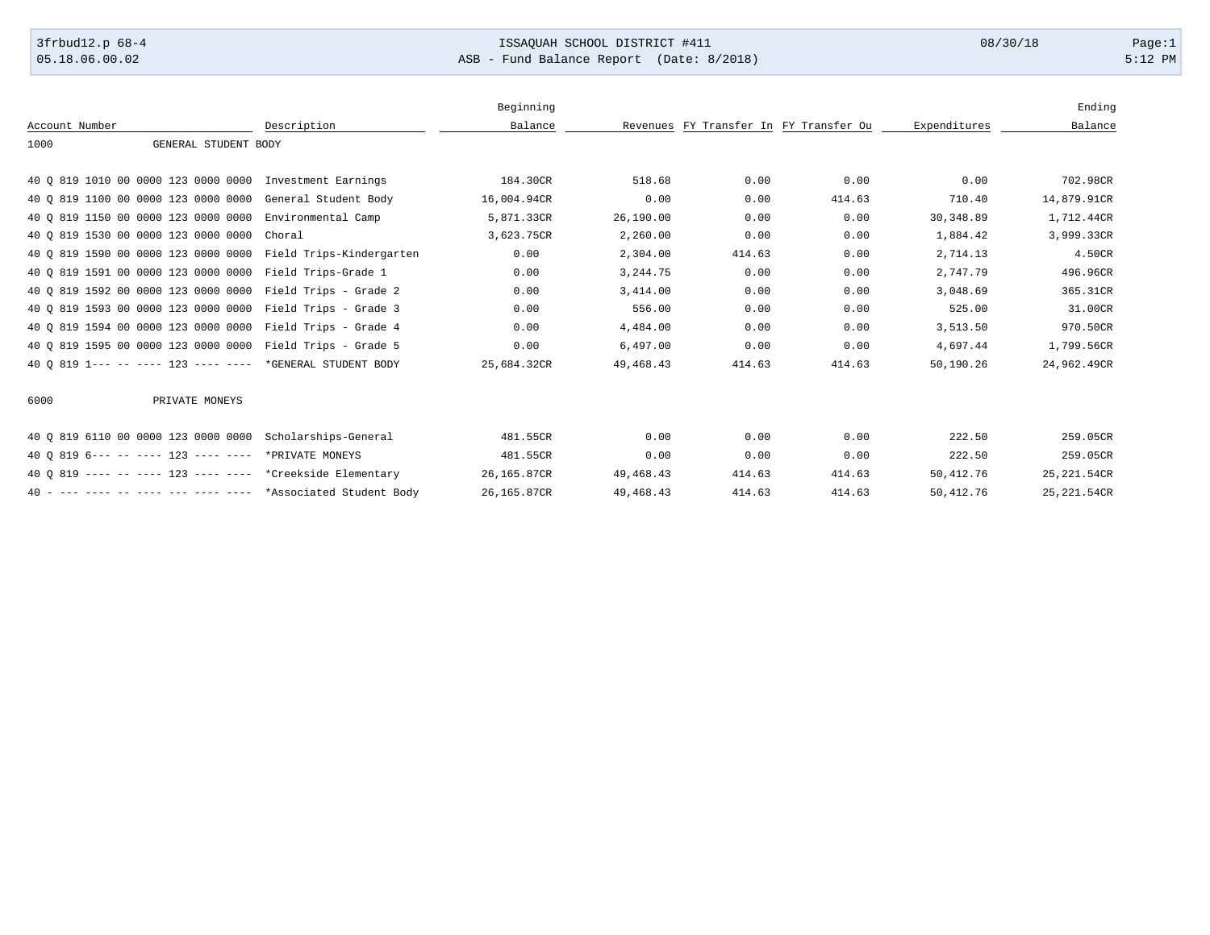ISSAQUAH SCHOOL DISTRICT #411

ASB - Fund Balance Report (Date: 8/2018)

3frbud12.p 68-4
05.18.06.00.02

08/30/18
5:12 PM

| Account Number | Description | Beginning Balance | Revenues | FY Transfer In | FY Transfer Ou | Expenditures | Ending Balance |
|---|---|---|---|---|---|---|---|
| 1000 | GENERAL STUDENT BODY | | | | | | |
| 40 Q 819 1010 00 0000 123 0000 0000 | Investment Earnings | 184.30CR | 518.68 | 0.00 | 0.00 | 0.00 | 702.98CR |
| 40 Q 819 1100 00 0000 123 0000 0000 | General Student Body | 16,004.94CR | 0.00 | 0.00 | 414.63 | 710.40 | 14,879.91CR |
| 40 Q 819 1150 00 0000 123 0000 0000 | Environmental Camp | 5,871.33CR | 26,190.00 | 0.00 | 0.00 | 30,348.89 | 1,712.44CR |
| 40 Q 819 1530 00 0000 123 0000 0000 | Choral | 3,623.75CR | 2,260.00 | 0.00 | 0.00 | 1,884.42 | 3,999.33CR |
| 40 Q 819 1590 00 0000 123 0000 0000 | Field Trips-Kindergarten | 0.00 | 2,304.00 | 414.63 | 0.00 | 2,714.13 | 4.50CR |
| 40 Q 819 1591 00 0000 123 0000 0000 | Field Trips-Grade 1 | 0.00 | 3,244.75 | 0.00 | 0.00 | 2,747.79 | 496.96CR |
| 40 Q 819 1592 00 0000 123 0000 0000 | Field Trips - Grade 2 | 0.00 | 3,414.00 | 0.00 | 0.00 | 3,048.69 | 365.31CR |
| 40 Q 819 1593 00 0000 123 0000 0000 | Field Trips - Grade 3 | 0.00 | 556.00 | 0.00 | 0.00 | 525.00 | 31.00CR |
| 40 Q 819 1594 00 0000 123 0000 0000 | Field Trips - Grade 4 | 0.00 | 4,484.00 | 0.00 | 0.00 | 3,513.50 | 970.50CR |
| 40 Q 819 1595 00 0000 123 0000 0000 | Field Trips - Grade 5 | 0.00 | 6,497.00 | 0.00 | 0.00 | 4,697.44 | 1,799.56CR |
| 40 Q 819 1--- -- ---- 123 ---- ---- | *GENERAL STUDENT BODY | 25,684.32CR | 49,468.43 | 414.63 | 414.63 | 50,190.26 | 24,962.49CR |
| 6000 | PRIVATE MONEYS | | | | | | |
| 40 Q 819 6110 00 0000 123 0000 0000 | Scholarships-General | 481.55CR | 0.00 | 0.00 | 0.00 | 222.50 | 259.05CR |
| 40 Q 819 6--- -- ---- 123 ---- ---- | *PRIVATE MONEYS | 481.55CR | 0.00 | 0.00 | 0.00 | 222.50 | 259.05CR |
| 40 Q 819 ---- -- ---- 123 ---- ---- | *Creekside Elementary | 26,165.87CR | 49,468.43 | 414.63 | 414.63 | 50,412.76 | 25,221.54CR |
| 40 - --- ---- -- ---- --- ---- ---- | *Associated Student Body | 26,165.87CR | 49,468.43 | 414.63 | 414.63 | 50,412.76 | 25,221.54CR |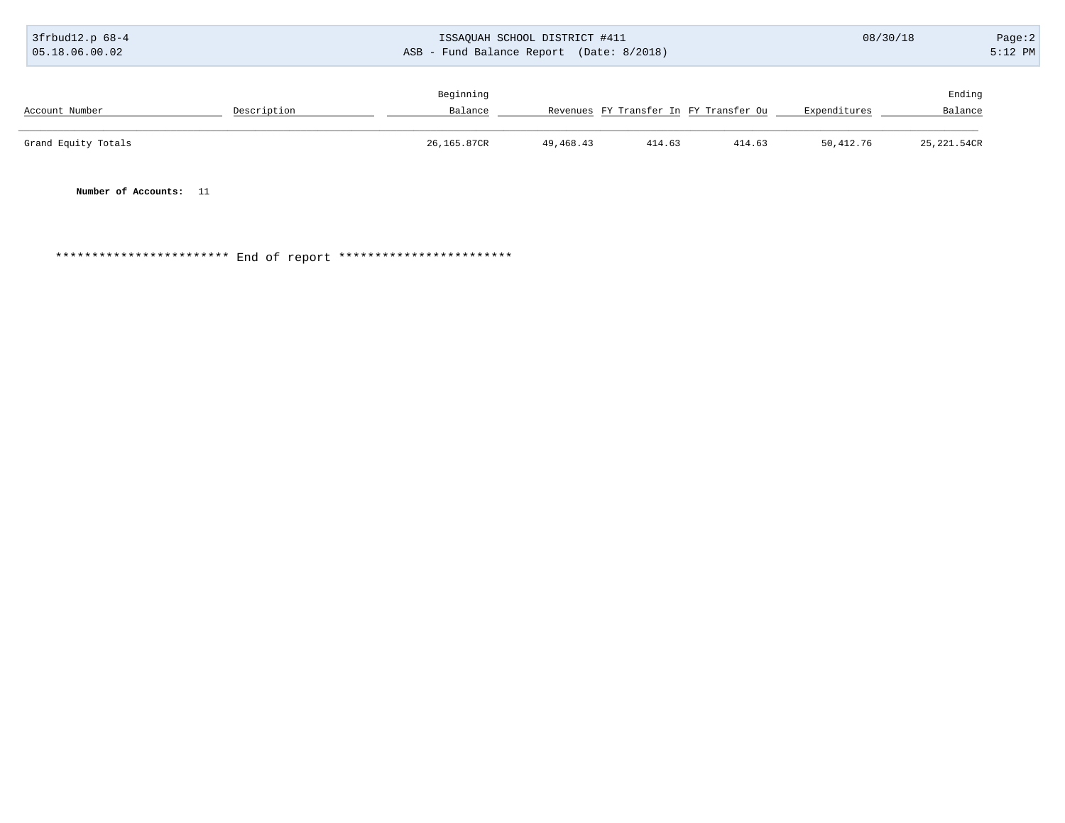| Account Number | Description | Beginning Balance | Revenues | FY Transfer In | FY Transfer Ou | Expenditures | Ending Balance |
|---|---|---|---|---|---|---|---|
| Grand Equity Totals | | 26,165.87CR | 49,468.43 | 414.63 | 414.63 | 50,412.76 | 25,221.54CR |

**Number of Accounts:** 11

************************ End of report ************************